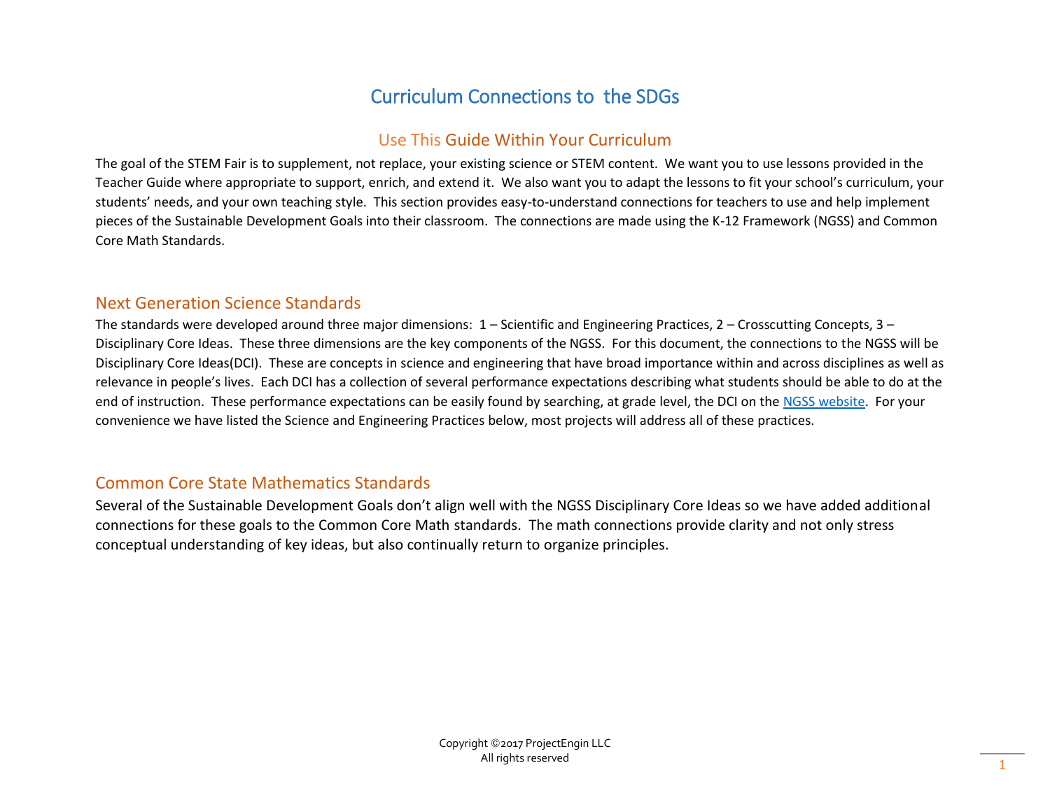# Curriculum Connections to the SDGs

## Use This Guide Within Your Curriculum

The goal of the STEM Fair is to supplement, not replace, your existing science or STEM content. We want you to use lessons provided in the Teacher Guide where appropriate to support, enrich, and extend it. We also want you to adapt the lessons to fit your school's curriculum, your students' needs, and your own teaching style. This section provides easy-to-understand connections for teachers to use and help implement pieces of the Sustainable Development Goals into their classroom. The connections are made using the K-12 Framework (NGSS) and Common Core Math Standards.

## Next Generation Science Standards

The standards were developed around three major dimensions: 1 – Scientific and Engineering Practices, 2 – Crosscutting Concepts, 3 – Disciplinary Core Ideas. These three dimensions are the key components of the NGSS. For this document, the connections to the NGSS will be Disciplinary Core Ideas(DCI). These are concepts in science and engineering that have broad importance within and across disciplines as well as relevance in people's lives. Each DCI has a collection of several performance expectations describing what students should be able to do at the end of instruction. These performance expectations can be easily found by searching, at grade level, the DCI on the NGSS website. For your convenience we have listed the Science and Engineering Practices below, most projects will address all of these practices.

## Common Core State Mathematics Standards

Several of the Sustainable Development Goals don't align well with the NGSS Disciplinary Core Ideas so we have added additional connections for these goals to the Common Core Math standards. The math connections provide clarity and not only stress conceptual understanding of key ideas, but also continually return to organize principles.

Copyright ©2017 ProjectEngin LLC
All rights reserved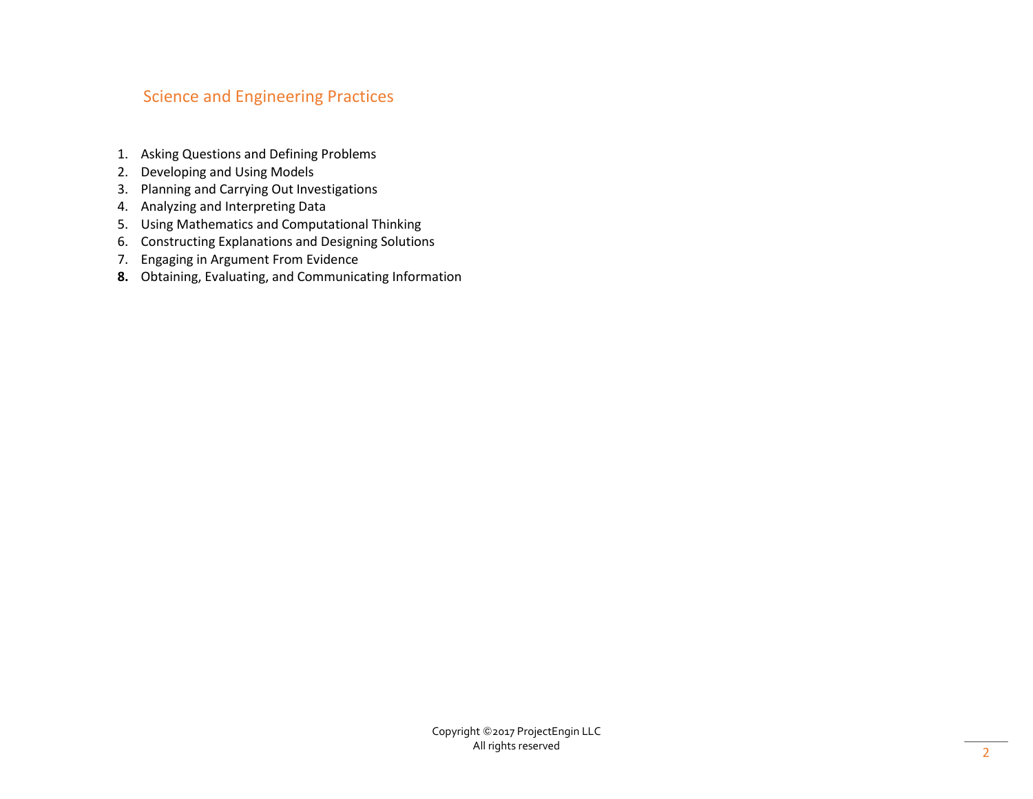## Science and Engineering Practices

1. Asking Questions and Defining Problems
2. Developing and Using Models
3. Planning and Carrying Out Investigations
4. Analyzing and Interpreting Data
5. Using Mathematics and Computational Thinking
6. Constructing Explanations and Designing Solutions
7. Engaging in Argument From Evidence
8. Obtaining, Evaluating, and Communicating Information

Copyright ©2017 ProjectEngin LLC
All rights reserved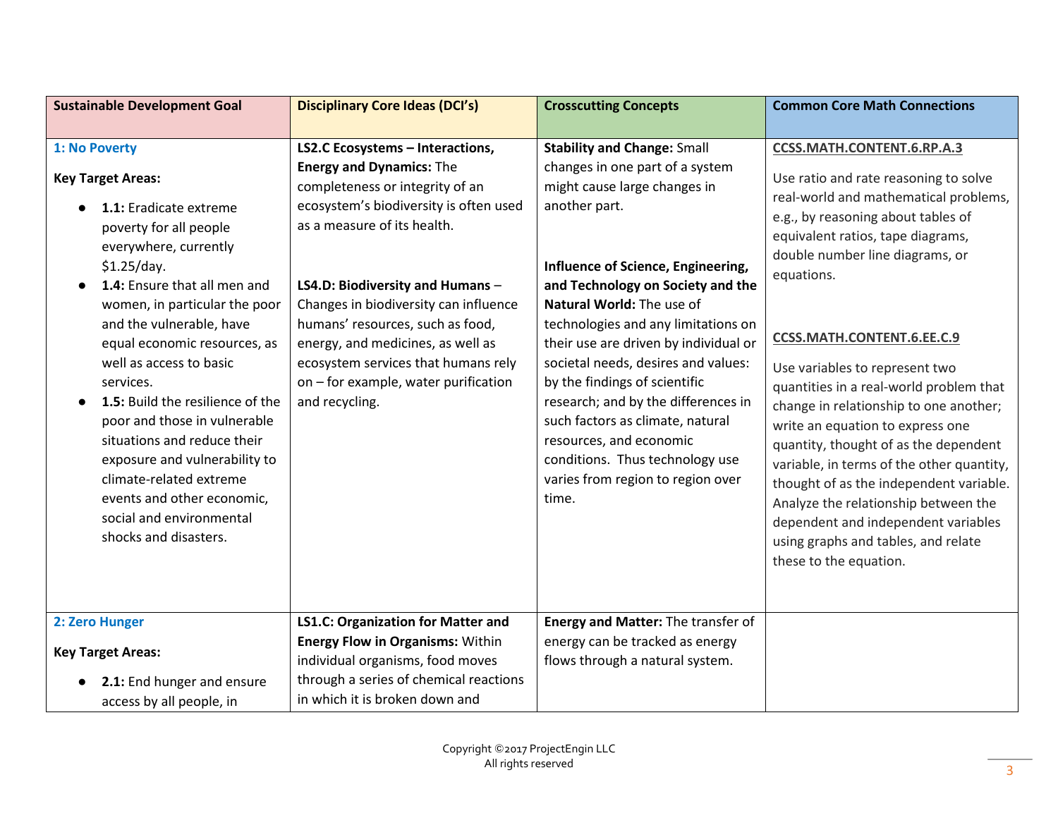| Sustainable Development Goal | Disciplinary Core Ideas (DCI's) | Crosscutting Concepts | Common Core Math Connections |
|---|---|---|---|
| **1: No Poverty**<br><br>**Key Target Areas:**<br><br>● **1.1:** Eradicate extreme poverty for all people everywhere, currently $1.25/day.<br>● **1.4:** Ensure that all men and women, in particular the poor and the vulnerable, have equal economic resources, as well as access to basic services.<br>● **1.5:** Build the resilience of the poor and those in vulnerable situations and reduce their exposure and vulnerability to climate-related extreme events and other economic, social and environmental shocks and disasters. | **LS2.C Ecosystems – Interactions, Energy and Dynamics:** The completeness or integrity of an ecosystem's biodiversity is often used as a measure of its health.<br><br>**LS4.D: Biodiversity and Humans** – Changes in biodiversity can influence humans' resources, such as food, energy, and medicines, as well as ecosystem services that humans rely on – for example, water purification and recycling. | **Stability and Change:** Small changes in one part of a system might cause large changes in another part.<br><br>**Influence of Science, Engineering, and Technology on Society and the Natural World:** The use of technologies and any limitations on their use are driven by individual or societal needs, desires and values: by the findings of scientific research; and by the differences in such factors as climate, natural resources, and economic conditions. Thus technology use varies from region to region over time. | **CCSS.MATH.CONTENT.6.RP.A.3**<br><br>Use ratio and rate reasoning to solve real-world and mathematical problems, e.g., by reasoning about tables of equivalent ratios, tape diagrams, double number line diagrams, or equations.<br><br>**CCSS.MATH.CONTENT.6.EE.C.9**<br><br>Use variables to represent two quantities in a real-world problem that change in relationship to one another; write an equation to express one quantity, thought of as the dependent variable, in terms of the other quantity, thought of as the independent variable. Analyze the relationship between the dependent and independent variables using graphs and tables, and relate these to the equation. |
| **2: Zero Hunger**<br><br>**Key Target Areas:**<br><br>● **2.1:** End hunger and ensure access by all people, in | **LS1.C: Organization for Matter and Energy Flow in Organisms:** Within individual organisms, food moves through a series of chemical reactions in which it is broken down and | **Energy and Matter:** The transfer of energy can be tracked as energy flows through a natural system. | |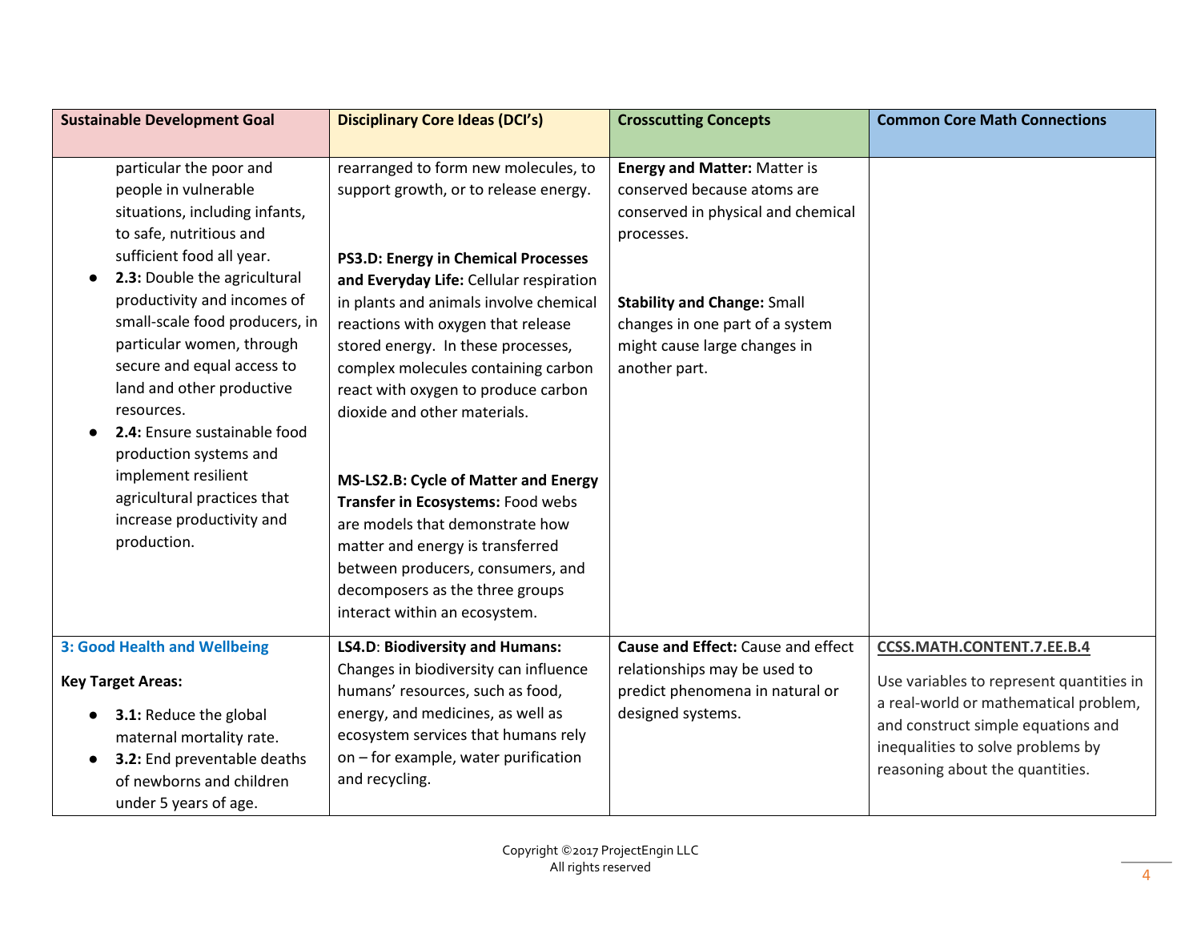| Sustainable Development Goal | Disciplinary Core Ideas (DCI's) | Crosscutting Concepts | Common Core Math Connections |
|---|---|---|---|
| particular the poor and people in vulnerable situations, including infants, to safe, nutritious and sufficient food all year.<br>● **2.3:** Double the agricultural productivity and incomes of small-scale food producers, in particular women, through secure and equal access to land and other productive resources.<br>● **2.4:** Ensure sustainable food production systems and implement resilient agricultural practices that increase productivity and production. | rearranged to form new molecules, to support growth, or to release energy.<br><br>**PS3.D: Energy in Chemical Processes and Everyday Life:** Cellular respiration in plants and animals involve chemical reactions with oxygen that release stored energy. In these processes, complex molecules containing carbon react with oxygen to produce carbon dioxide and other materials.<br><br>**MS-LS2.B: Cycle of Matter and Energy Transfer in Ecosystems:** Food webs are models that demonstrate how matter and energy is transferred between producers, consumers, and decomposers as the three groups interact within an ecosystem. | **Energy and Matter:** Matter is conserved because atoms are conserved in physical and chemical processes.<br><br>**Stability and Change:** Small changes in one part of a system might cause large changes in another part. | |
| **3: Good Health and Wellbeing**<br><br>**Key Target Areas:**<br>● **3.1:** Reduce the global maternal mortality rate.<br>● **3.2:** End preventable deaths of newborns and children under 5 years of age. | **LS4.D**: **Biodiversity and Humans:** Changes in biodiversity can influence humans' resources, such as food, energy, and medicines, as well as ecosystem services that humans rely on – for example, water purification and recycling. | **Cause and Effect:** Cause and effect relationships may be used to predict phenomena in natural or designed systems. | **CCSS.MATH.CONTENT.7.EE.B.4**<br><br>Use variables to represent quantities in a real-world or mathematical problem, and construct simple equations and inequalities to solve problems by reasoning about the quantities. |

Copyright ©2017 ProjectEngin LLC
All rights reserved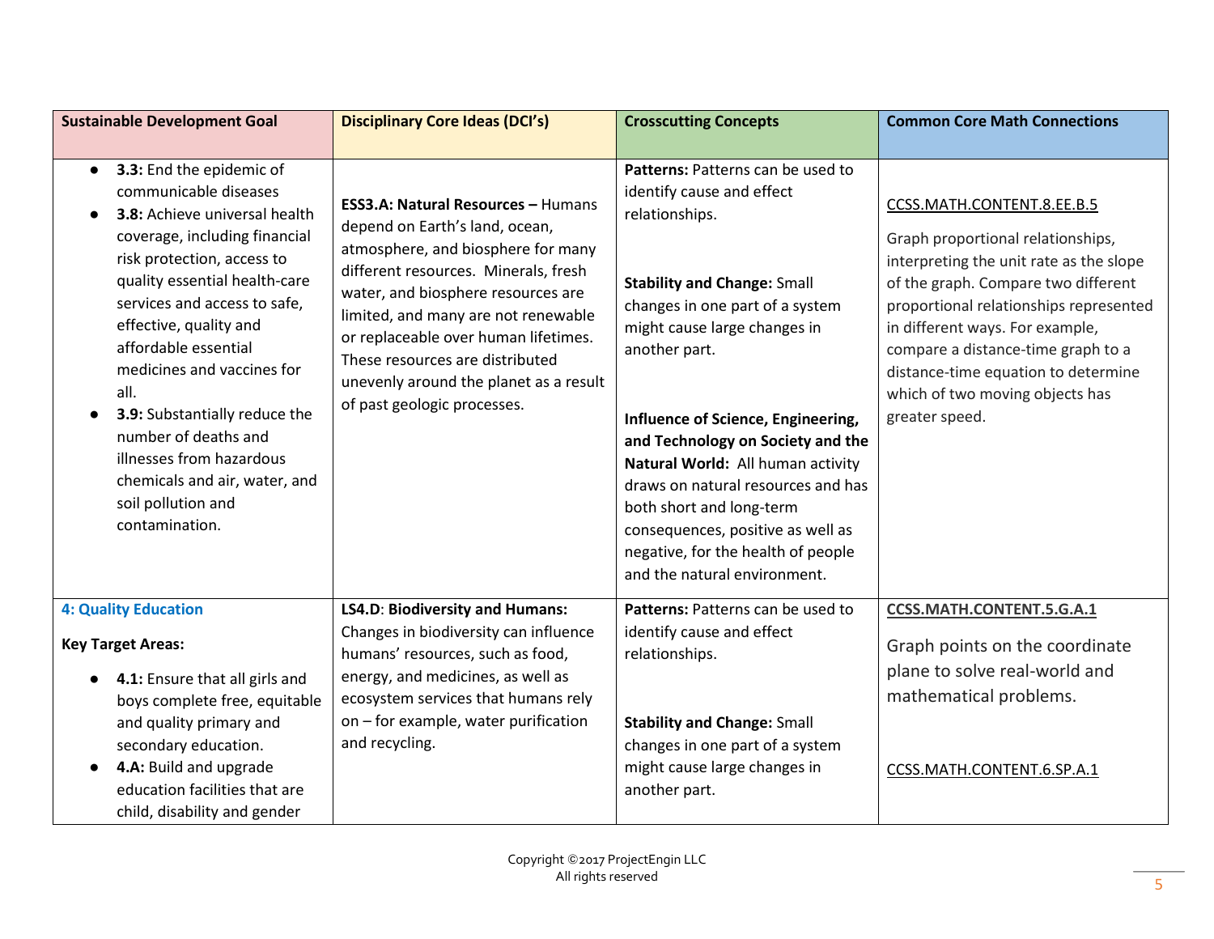| Sustainable Development Goal | Disciplinary Core Ideas (DCI's) | Crosscutting Concepts | Common Core Math Connections |
|---|---|---|---|
| • **3.3:** End the epidemic of communicable diseases<br>• **3.8:** Achieve universal health coverage, including financial risk protection, access to quality essential health-care services and access to safe, effective, quality and affordable essential medicines and vaccines for all.<br>• **3.9:** Substantially reduce the number of deaths and illnesses from hazardous chemicals and air, water, and soil pollution and contamination. | **ESS3.A: Natural Resources –** Humans depend on Earth's land, ocean, atmosphere, and biosphere for many different resources. Minerals, fresh water, and biosphere resources are limited, and many are not renewable or replaceable over human lifetimes. These resources are distributed unevenly around the planet as a result of past geologic processes. | **Patterns:** Patterns can be used to identify cause and effect relationships.<br><br>**Stability and Change:** Small changes in one part of a system might cause large changes in another part.<br><br>**Influence of Science, Engineering, and Technology on Society and the Natural World:** All human activity draws on natural resources and has both short and long-term consequences, positive as well as negative, for the health of people and the natural environment. | CCSS.MATH.CONTENT.8.EE.B.5<br><br>Graph proportional relationships, interpreting the unit rate as the slope of the graph. Compare two different proportional relationships represented in different ways. For example, compare a distance-time graph to a distance-time equation to determine which of two moving objects has greater speed. |
| **4: Quality Education**<br><br>**Key Target Areas:**<br>• **4.1:** Ensure that all girls and boys complete free, equitable and quality primary and secondary education.<br>• **4.A:** Build and upgrade education facilities that are child, disability and gender | **LS4.D**: **Biodiversity and Humans:** Changes in biodiversity can influence humans' resources, such as food, energy, and medicines, as well as ecosystem services that humans rely on – for example, water purification and recycling. | **Patterns:** Patterns can be used to identify cause and effect relationships.<br><br>**Stability and Change:** Small changes in one part of a system might cause large changes in another part. | **CCSS.MATH.CONTENT.5.G.A.1**<br><br>Graph points on the coordinate plane to solve real-world and mathematical problems.<br><br>CCSS.MATH.CONTENT.6.SP.A.1 |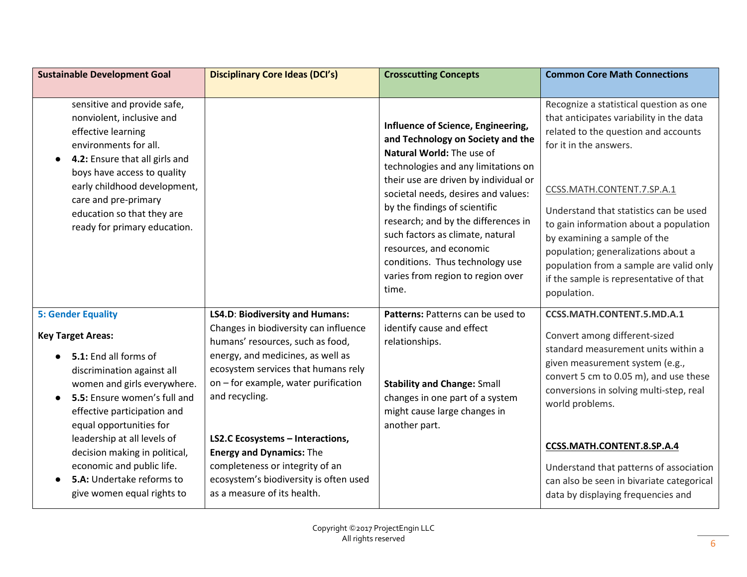| Sustainable Development Goal | Disciplinary Core Ideas (DCI's) | Crosscutting Concepts | Common Core Math Connections |
|---|---|---|---|
| sensitive and provide safe, nonviolent, inclusive and effective learning environments for all.<br>● **4.2:** Ensure that all girls and boys have access to quality early childhood development, care and pre-primary education so that they are ready for primary education. | | **Influence of Science, Engineering, and Technology on Society and the Natural World:** The use of technologies and any limitations on their use are driven by individual or societal needs, desires and values: by the findings of scientific research; and by the differences in such factors as climate, natural resources, and economic conditions. Thus technology use varies from region to region over time. | Recognize a statistical question as one that anticipates variability in the data related to the question and accounts for it in the answers.<br><br>CCSS.MATH.CONTENT.7.SP.A.1<br><br>Understand that statistics can be used to gain information about a population by examining a sample of the population; generalizations about a population from a sample are valid only if the sample is representative of that population. |
| **5: Gender Equality**<br><br>**Key Target Areas:**<br>● **5.1:** End all forms of discrimination against all women and girls everywhere.<br>● **5.5:** Ensure women's full and effective participation and equal opportunities for leadership at all levels of decision making in political, economic and public life.<br>● **5.A:** Undertake reforms to give women equal rights to | **LS4.D**: **Biodiversity and Humans:** Changes in biodiversity can influence humans' resources, such as food, energy, and medicines, as well as ecosystem services that humans rely on – for example, water purification and recycling.<br><br>**LS2.C Ecosystems – Interactions, Energy and Dynamics:** The completeness or integrity of an ecosystem's biodiversity is often used as a measure of its health. | **Patterns:** Patterns can be used to identify cause and effect relationships.<br><br>**Stability and Change:** Small changes in one part of a system might cause large changes in another part. | **CCSS.MATH.CONTENT.5.MD.A.1**<br><br>Convert among different-sized standard measurement units within a given measurement system (e.g., convert 5 cm to 0.05 m), and use these conversions in solving multi-step, real world problems.<br><br>**CCSS.MATH.CONTENT.8.SP.A.4**<br><br>Understand that patterns of association can also be seen in bivariate categorical data by displaying frequencies and |

Copyright ©2017 ProjectEngin LLC
All rights reserved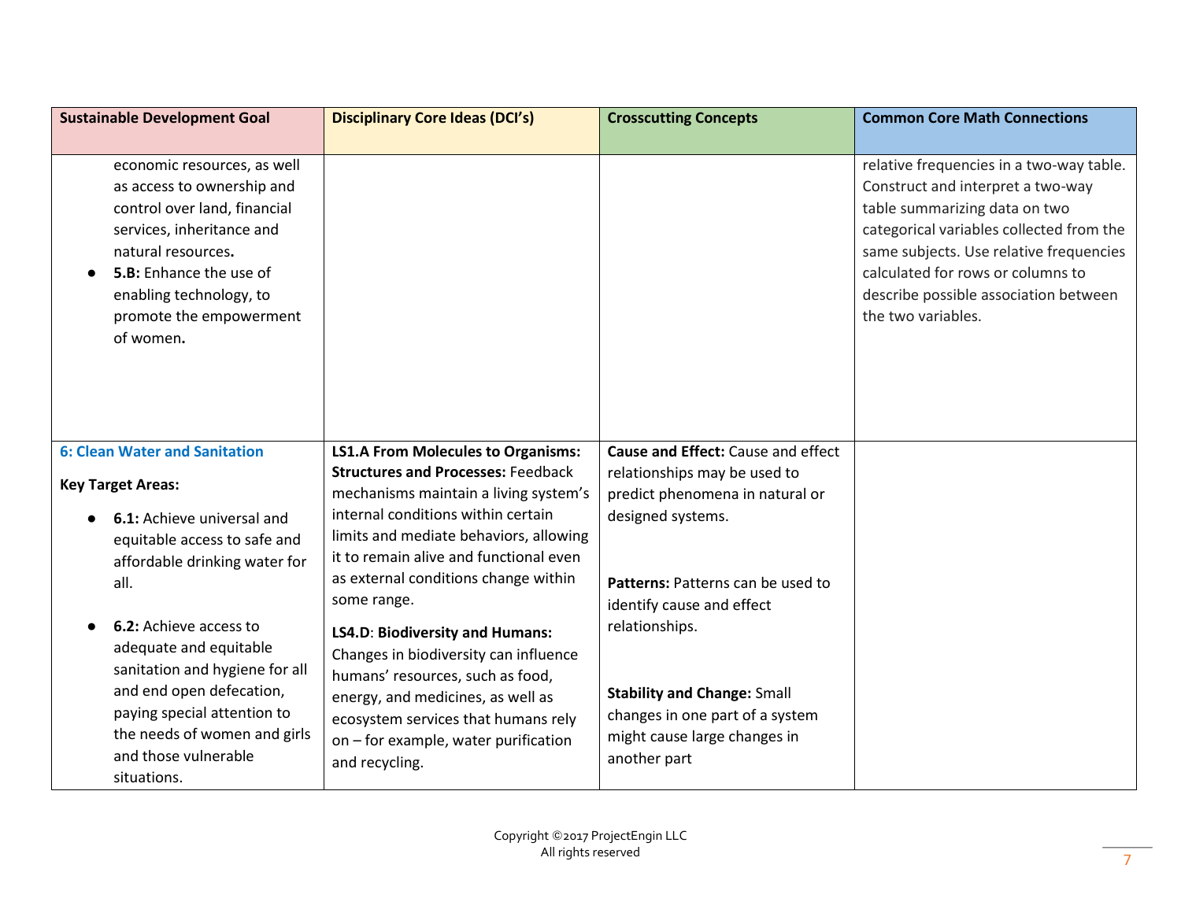| Sustainable Development Goal | Disciplinary Core Ideas (DCI's) | Crosscutting Concepts | Common Core Math Connections |
|---|---|---|---|
| economic resources, as well as access to ownership and control over land, financial services, inheritance and natural resources.<br>● **5.B:** Enhance the use of enabling technology, to promote the empowerment of women**.** | | | relative frequencies in a two-way table. Construct and interpret a two-way table summarizing data on two categorical variables collected from the same subjects. Use relative frequencies calculated for rows or columns to describe possible association between the two variables. |
| **6: Clean Water and Sanitation**<br><br>**Key Target Areas:**<br><br>● **6.1:** Achieve universal and equitable access to safe and affordable drinking water for all.<br><br>● **6.2:** Achieve access to adequate and equitable sanitation and hygiene for all and end open defecation, paying special attention to the needs of women and girls and those vulnerable situations. | **LS1.A From Molecules to Organisms: Structures and Processes:** Feedback mechanisms maintain a living system's internal conditions within certain limits and mediate behaviors, allowing it to remain alive and functional even as external conditions change within some range.<br><br>**LS4.D**: **Biodiversity and Humans:** Changes in biodiversity can influence humans' resources, such as food, energy, and medicines, as well as ecosystem services that humans rely on – for example, water purification and recycling. | **Cause and Effect:** Cause and effect relationships may be used to predict phenomena in natural or designed systems.<br><br>**Patterns:** Patterns can be used to identify cause and effect relationships.<br><br>**Stability and Change:** Small changes in one part of a system might cause large changes in another part | |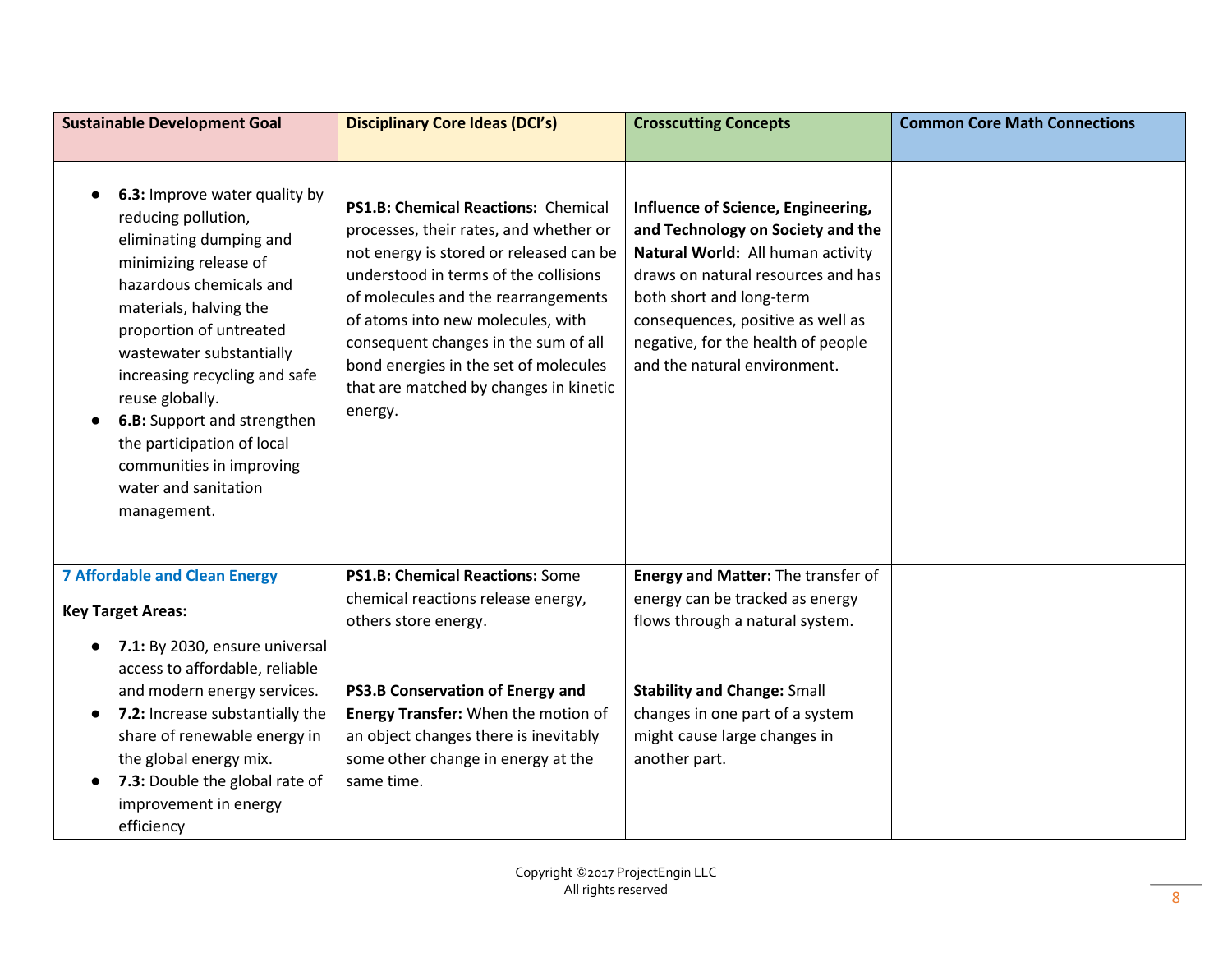| Sustainable Development Goal | Disciplinary Core Ideas (DCI's) | Crosscutting Concepts | Common Core Math Connections |
|---|---|---|---|
| • **6.3:** Improve water quality by reducing pollution, eliminating dumping and minimizing release of hazardous chemicals and materials, halving the proportion of untreated wastewater substantially increasing recycling and safe reuse globally.<br>• **6.B:** Support and strengthen the participation of local communities in improving water and sanitation management. | **PS1.B: Chemical Reactions:** Chemical processes, their rates, and whether or not energy is stored or released can be understood in terms of the collisions of molecules and the rearrangements of atoms into new molecules, with consequent changes in the sum of all bond energies in the set of molecules that are matched by changes in kinetic energy. | **Influence of Science, Engineering, and Technology on Society and the Natural World:** All human activity draws on natural resources and has both short and long-term consequences, positive as well as negative, for the health of people and the natural environment. | |
| **7 Affordable and Clean Energy**<br><br>**Key Target Areas:**<br>• **7.1:** By 2030, ensure universal access to affordable, reliable and modern energy services.<br>• **7.2:** Increase substantially the share of renewable energy in the global energy mix.<br>• **7.3:** Double the global rate of improvement in energy efficiency | **PS1.B: Chemical Reactions:** Some chemical reactions release energy, others store energy.<br><br>**PS3.B Conservation of Energy and Energy Transfer:** When the motion of an object changes there is inevitably some other change in energy at the same time. | **Energy and Matter:** The transfer of energy can be tracked as energy flows through a natural system.<br><br>**Stability and Change:** Small changes in one part of a system might cause large changes in another part. | |

Copyright ©2017 ProjectEngin LLC
All rights reserved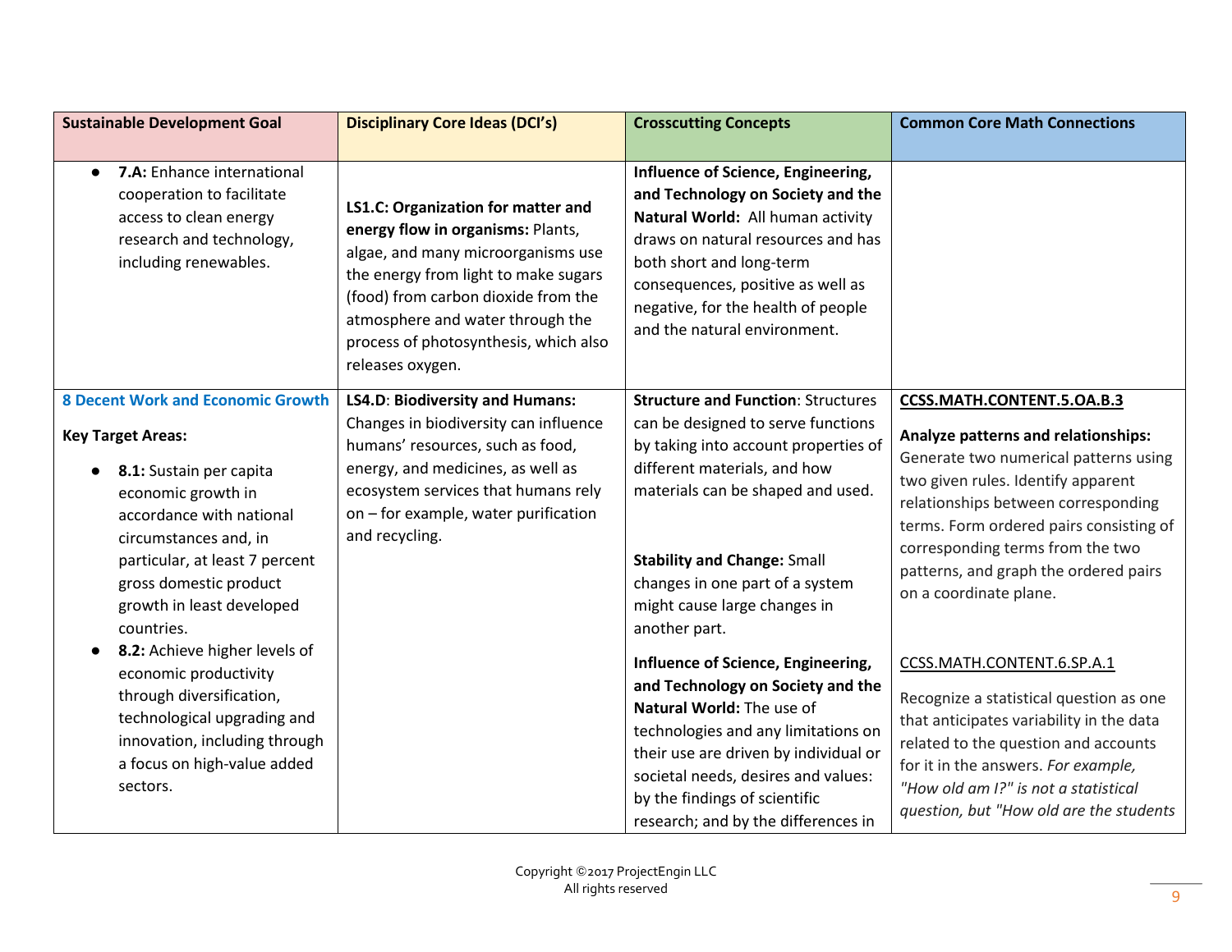| Sustainable Development Goal | Disciplinary Core Ideas (DCI's) | Crosscutting Concepts | Common Core Math Connections |
|---|---|---|---|
| • **7.A:** Enhance international cooperation to facilitate access to clean energy research and technology, including renewables. | **LS1.C: Organization for matter and energy flow in organisms:** Plants, algae, and many microorganisms use the energy from light to make sugars (food) from carbon dioxide from the atmosphere and water through the process of photosynthesis, which also releases oxygen. | **Influence of Science, Engineering, and Technology on Society and the Natural World:** All human activity draws on natural resources and has both short and long-term consequences, positive as well as negative, for the health of people and the natural environment. | |
| **8 Decent Work and Economic Growth**<br><br>**Key Target Areas:**<br><br>• **8.1:** Sustain per capita economic growth in accordance with national circumstances and, in particular, at least 7 percent gross domestic product growth in least developed countries.<br>• **8.2:** Achieve higher levels of economic productivity through diversification, technological upgrading and innovation, including through a focus on high-value added sectors. | **LS4.D**: **Biodiversity and Humans:** Changes in biodiversity can influence humans' resources, such as food, energy, and medicines, as well as ecosystem services that humans rely on – for example, water purification and recycling. | **Structure and Function**: Structures can be designed to serve functions by taking into account properties of different materials, and how materials can be shaped and used.<br><br>**Stability and Change:** Small changes in one part of a system might cause large changes in another part.<br><br>**Influence of Science, Engineering, and Technology on Society and the Natural World:** The use of technologies and any limitations on their use are driven by individual or societal needs, desires and values: by the findings of scientific research; and by the differences in | **CCSS.MATH.CONTENT.5.OA.B.3**<br><br>**Analyze patterns and relationships:** Generate two numerical patterns using two given rules. Identify apparent relationships between corresponding terms. Form ordered pairs consisting of corresponding terms from the two patterns, and graph the ordered pairs on a coordinate plane.<br><br>CCSS.MATH.CONTENT.6.SP.A.1<br><br>Recognize a statistical question as one that anticipates variability in the data related to the question and accounts for it in the answers. *For example, "How old am I?" is not a statistical question, but "How old are the students* |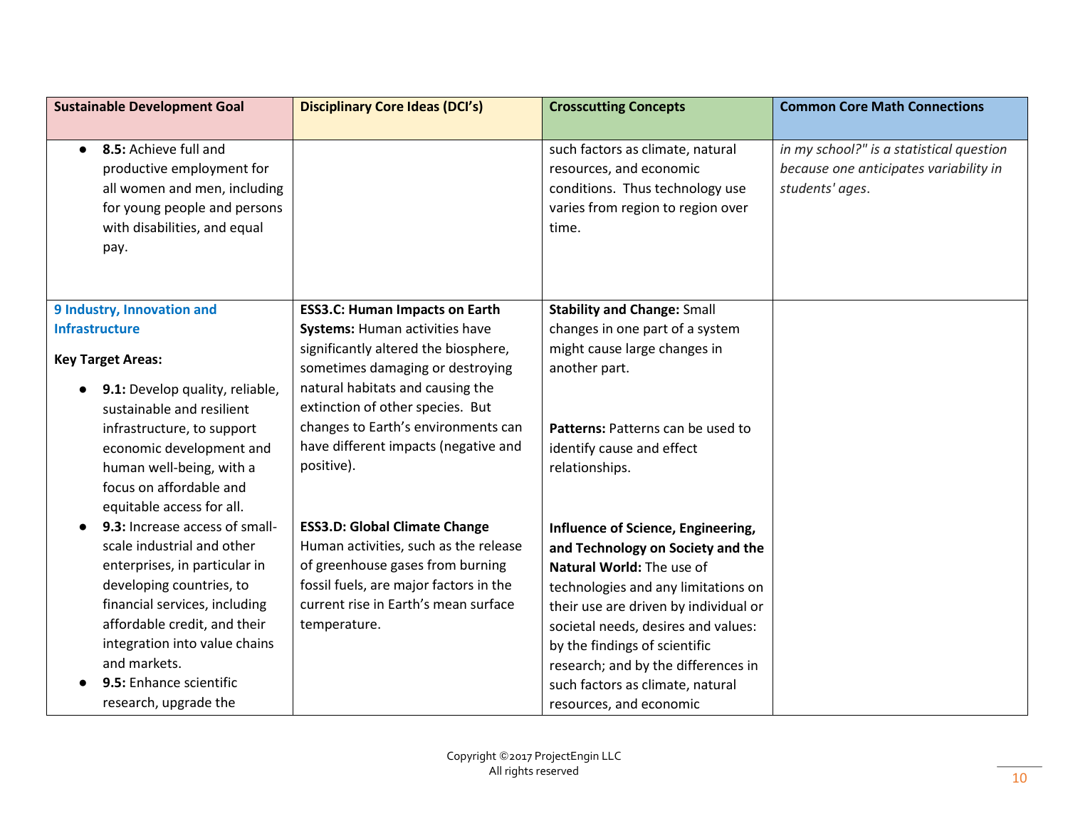| Sustainable Development Goal | Disciplinary Core Ideas (DCI's) | Crosscutting Concepts | Common Core Math Connections |
|---|---|---|---|
| • **8.5:** Achieve full and productive employment for all women and men, including for young people and persons with disabilities, and equal pay. | | such factors as climate, natural resources, and economic conditions. Thus technology use varies from region to region over time. | *in my school?" is a statistical question because one anticipates variability in students' ages*. |
| **9 Industry, Innovation and Infrastructure**<br><br>**Key Target Areas:**<br><br>• **9.1:** Develop quality, reliable, sustainable and resilient infrastructure, to support economic development and human well-being, with a focus on affordable and equitable access for all.<br>• **9.3:** Increase access of small-scale industrial and other enterprises, in particular in developing countries, to financial services, including affordable credit, and their integration into value chains and markets.<br>• **9.5:** Enhance scientific research, upgrade the | **ESS3.C: Human Impacts on Earth Systems:** Human activities have significantly altered the biosphere, sometimes damaging or destroying natural habitats and causing the extinction of other species. But changes to Earth's environments can have different impacts (negative and positive).<br><br>**ESS3.D: Global Climate Change** Human activities, such as the release of greenhouse gases from burning fossil fuels, are major factors in the current rise in Earth's mean surface temperature. | **Stability and Change:** Small changes in one part of a system might cause large changes in another part.<br><br>**Patterns:** Patterns can be used to identify cause and effect relationships.<br><br>**Influence of Science, Engineering, and Technology on Society and the Natural World:** The use of technologies and any limitations on their use are driven by individual or societal needs, desires and values: by the findings of scientific research; and by the differences in such factors as climate, natural resources, and economic | |

Copyright ©2017 ProjectEngin LLC
All rights reserved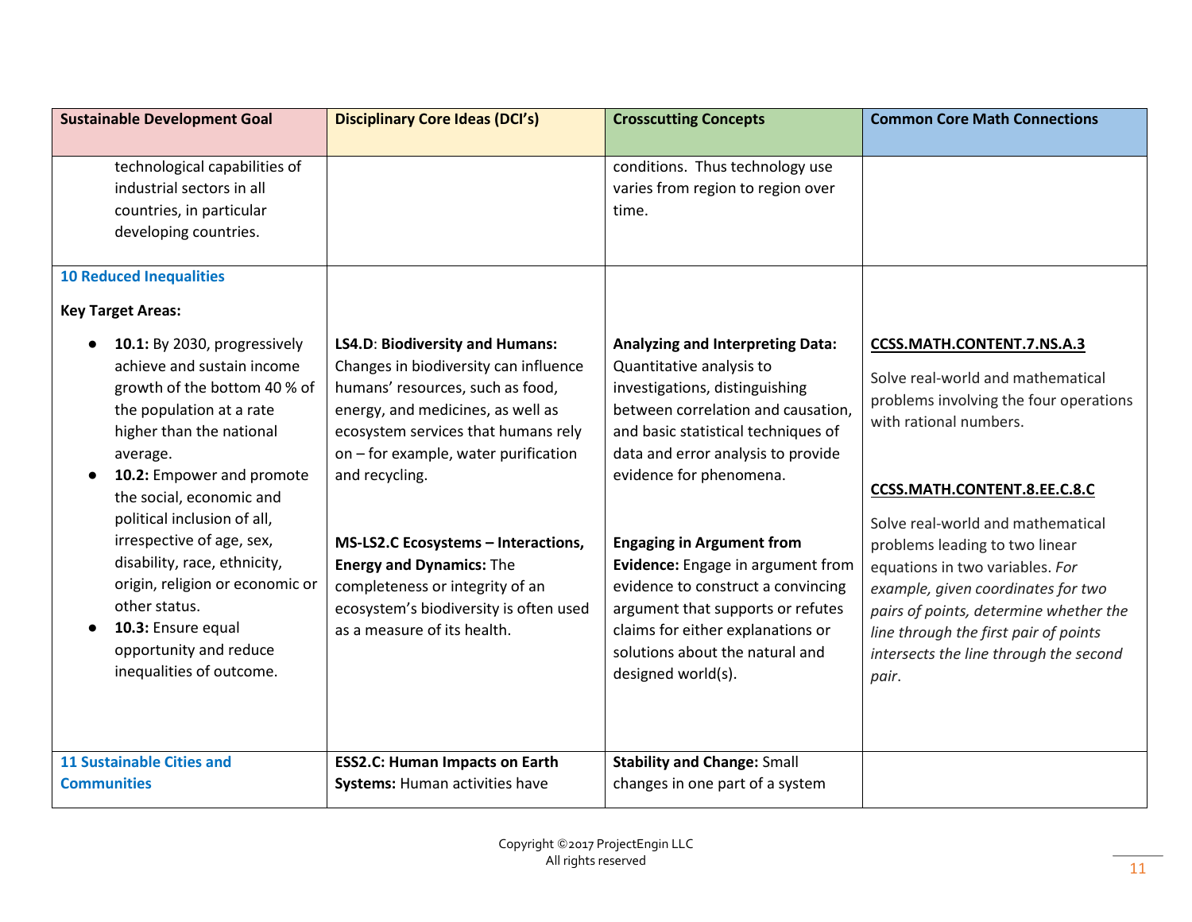| Sustainable Development Goal | Disciplinary Core Ideas (DCI's) | Crosscutting Concepts | Common Core Math Connections |
|---|---|---|---|
| technological capabilities of industrial sectors in all countries, in particular developing countries. | | conditions. Thus technology use varies from region to region over time. | |
| **10 Reduced Inequalities**<br><br>**Key Target Areas:**<br><br>• **10.1:** By 2030, progressively achieve and sustain income growth of the bottom 40 % of the population at a rate higher than the national average.<br>• **10.2:** Empower and promote the social, economic and political inclusion of all, irrespective of age, sex, disability, race, ethnicity, origin, religion or economic or other status.<br>• **10.3:** Ensure equal opportunity and reduce inequalities of outcome. | **LS4.D**: **Biodiversity and Humans:** Changes in biodiversity can influence humans' resources, such as food, energy, and medicines, as well as ecosystem services that humans rely on – for example, water purification and recycling.<br><br>**MS-LS2.C Ecosystems – Interactions, Energy and Dynamics:** The completeness or integrity of an ecosystem's biodiversity is often used as a measure of its health. | **Analyzing and Interpreting Data:** Quantitative analysis to investigations, distinguishing between correlation and causation, and basic statistical techniques of data and error analysis to provide evidence for phenomena.<br><br>**Engaging in Argument from Evidence:** Engage in argument from evidence to construct a convincing argument that supports or refutes claims for either explanations or solutions about the natural and designed world(s). | **CCSS.MATH.CONTENT.7.NS.A.3**<br><br>Solve real-world and mathematical problems involving the four operations with rational numbers.<br><br>**CCSS.MATH.CONTENT.8.EE.C.8.C**<br><br>Solve real-world and mathematical problems leading to two linear equations in two variables. *For example, given coordinates for two pairs of points, determine whether the line through the first pair of points intersects the line through the second pair.* |
| **11 Sustainable Cities and Communities** | **ESS2.C: Human Impacts on Earth Systems:** Human activities have | **Stability and Change:** Small changes in one part of a system | |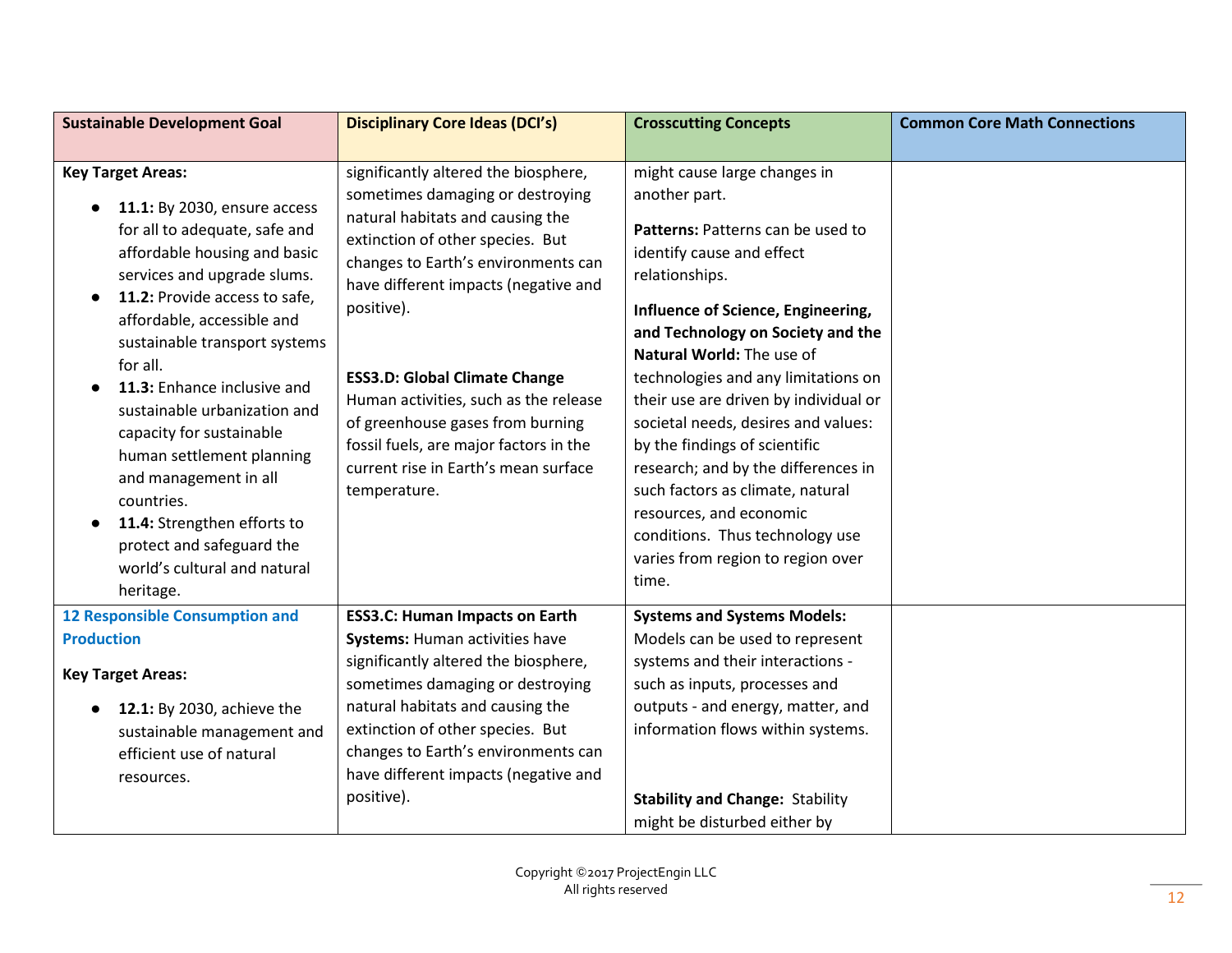| Sustainable Development Goal | Disciplinary Core Ideas (DCI's) | Crosscutting Concepts | Common Core Math Connections |
| --- | --- | --- | --- |
| **Key Target Areas:**<br>● **11.1:** By 2030, ensure access for all to adequate, safe and affordable housing and basic services and upgrade slums.<br>● **11.2:** Provide access to safe, affordable, accessible and sustainable transport systems for all.<br>● **11.3:** Enhance inclusive and sustainable urbanization and capacity for sustainable human settlement planning and management in all countries.<br>● **11.4:** Strengthen efforts to protect and safeguard the world's cultural and natural heritage. | significantly altered the biosphere, sometimes damaging or destroying natural habitats and causing the extinction of other species. But changes to Earth's environments can have different impacts (negative and positive).<br><br>**ESS3.D: Global Climate Change** Human activities, such as the release of greenhouse gases from burning fossil fuels, are major factors in the current rise in Earth's mean surface temperature. | might cause large changes in another part.<br><br>**Patterns:** Patterns can be used to identify cause and effect relationships.<br><br>**Influence of Science, Engineering, and Technology on Society and the Natural World:** The use of technologies and any limitations on their use are driven by individual or societal needs, desires and values: by the findings of scientific research; and by the differences in such factors as climate, natural resources, and economic conditions. Thus technology use varies from region to region over time. | |
| **12 Responsible Consumption and Production**<br><br>**Key Target Areas:**<br>● **12.1:** By 2030, achieve the sustainable management and efficient use of natural resources. | **ESS3.C: Human Impacts on Earth Systems:** Human activities have significantly altered the biosphere, sometimes damaging or destroying natural habitats and causing the extinction of other species. But changes to Earth's environments can have different impacts (negative and positive). | **Systems and Systems Models:** Models can be used to represent systems and their interactions - such as inputs, processes and outputs - and energy, matter, and information flows within systems.<br><br>**Stability and Change:** Stability might be disturbed either by | |

Copyright ©2017 ProjectEngin LLC
All rights reserved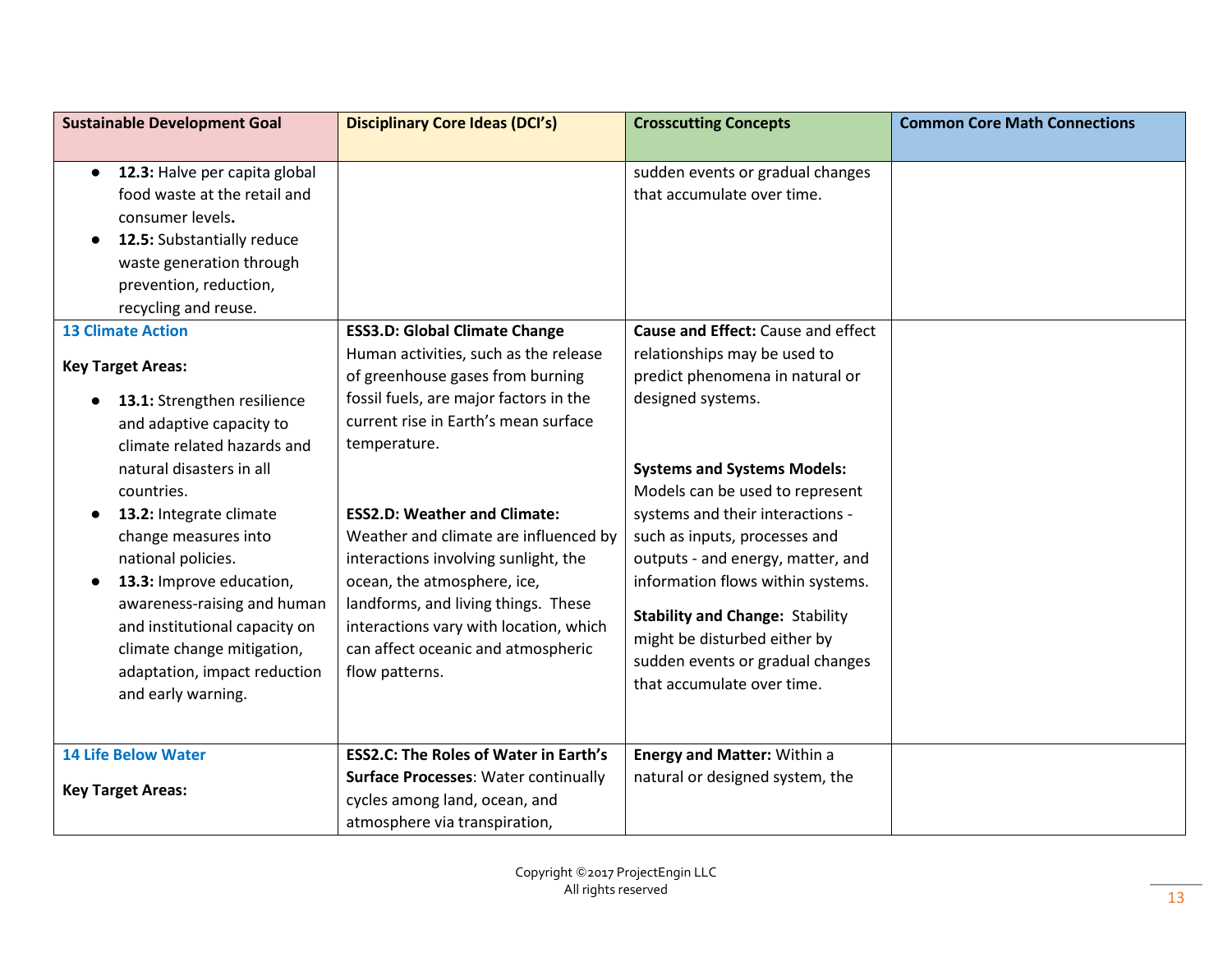| Sustainable Development Goal | Disciplinary Core Ideas (DCI's) | Crosscutting Concepts | Common Core Math Connections |
|---|---|---|---|
| • **12.3:** Halve per capita global food waste at the retail and consumer levels**.**<br>• **12.5:** Substantially reduce waste generation through prevention, reduction, recycling and reuse. | | sudden events or gradual changes that accumulate over time. | |
| **13 Climate Action**<br><br>**Key Target Areas:**<br><br>• **13.1:** Strengthen resilience and adaptive capacity to climate related hazards and natural disasters in all countries.<br>• **13.2:** Integrate climate change measures into national policies.<br>• **13.3:** Improve education, awareness-raising and human and institutional capacity on climate change mitigation, adaptation, impact reduction and early warning. | **ESS3.D: Global Climate Change** Human activities, such as the release of greenhouse gases from burning fossil fuels, are major factors in the current rise in Earth's mean surface temperature.<br><br>**ESS2.D: Weather and Climate:** Weather and climate are influenced by interactions involving sunlight, the ocean, the atmosphere, ice, landforms, and living things. These interactions vary with location, which can affect oceanic and atmospheric flow patterns. | **Cause and Effect:** Cause and effect relationships may be used to predict phenomena in natural or designed systems.<br><br>**Systems and Systems Models:** Models can be used to represent systems and their interactions - such as inputs, processes and outputs - and energy, matter, and information flows within systems.<br><br>**Stability and Change:** Stability might be disturbed either by sudden events or gradual changes that accumulate over time. | |
| **14 Life Below Water**<br><br>**Key Target Areas:** | **ESS2.C: The Roles of Water in Earth's Surface Processes**: Water continually cycles among land, ocean, and atmosphere via transpiration, | **Energy and Matter:** Within a natural or designed system, the | |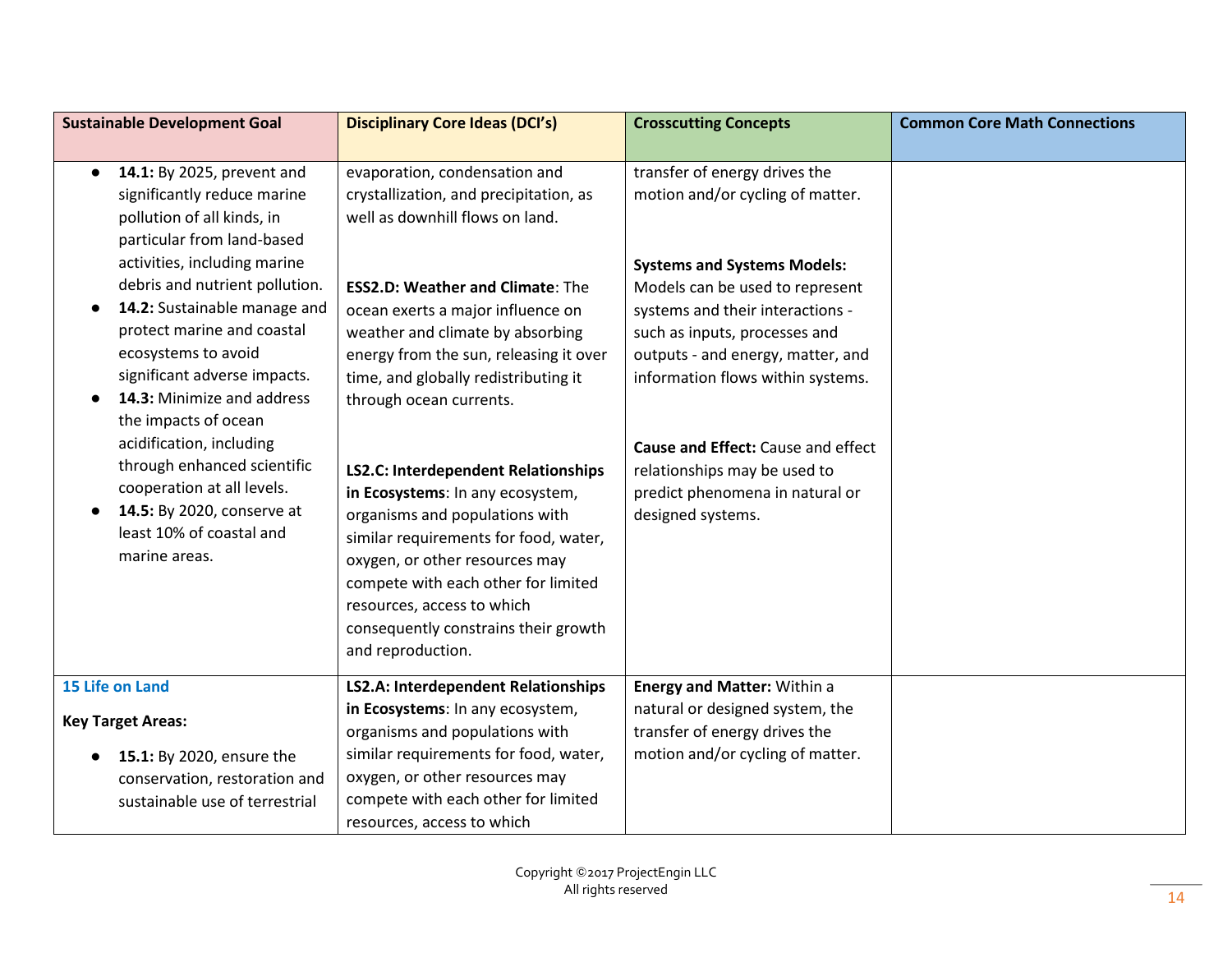| Sustainable Development Goal | Disciplinary Core Ideas (DCI's) | Crosscutting Concepts | Common Core Math Connections |
| --- | --- | --- | --- |
| • **14.1:** By 2025, prevent and significantly reduce marine pollution of all kinds, in particular from land-based activities, including marine debris and nutrient pollution.<br>• **14.2:** Sustainable manage and protect marine and coastal ecosystems to avoid significant adverse impacts.<br>• **14.3:** Minimize and address the impacts of ocean acidification, including through enhanced scientific cooperation at all levels.<br>• **14.5:** By 2020, conserve at least 10% of coastal and marine areas. | evaporation, condensation and crystallization, and precipitation, as well as downhill flows on land.<br><br>**ESS2.D: Weather and Climate**: The ocean exerts a major influence on weather and climate by absorbing energy from the sun, releasing it over time, and globally redistributing it through ocean currents.<br><br>**LS2.C: Interdependent Relationships in Ecosystems**: In any ecosystem, organisms and populations with similar requirements for food, water, oxygen, or other resources may compete with each other for limited resources, access to which consequently constrains their growth and reproduction. | transfer of energy drives the motion and/or cycling of matter.<br><br>**Systems and Systems Models:** Models can be used to represent systems and their interactions - such as inputs, processes and outputs - and energy, matter, and information flows within systems.<br><br>**Cause and Effect:** Cause and effect relationships may be used to predict phenomena in natural or designed systems. | |
| **15 Life on Land**<br><br>**Key Target Areas:**<br><br>• **15.1:** By 2020, ensure the conservation, restoration and sustainable use of terrestrial | **LS2.A: Interdependent Relationships in Ecosystems**: In any ecosystem, organisms and populations with similar requirements for food, water, oxygen, or other resources may compete with each other for limited resources, access to which | **Energy and Matter:** Within a natural or designed system, the transfer of energy drives the motion and/or cycling of matter. | |

Copyright ©2017 ProjectEngin LLC
All rights reserved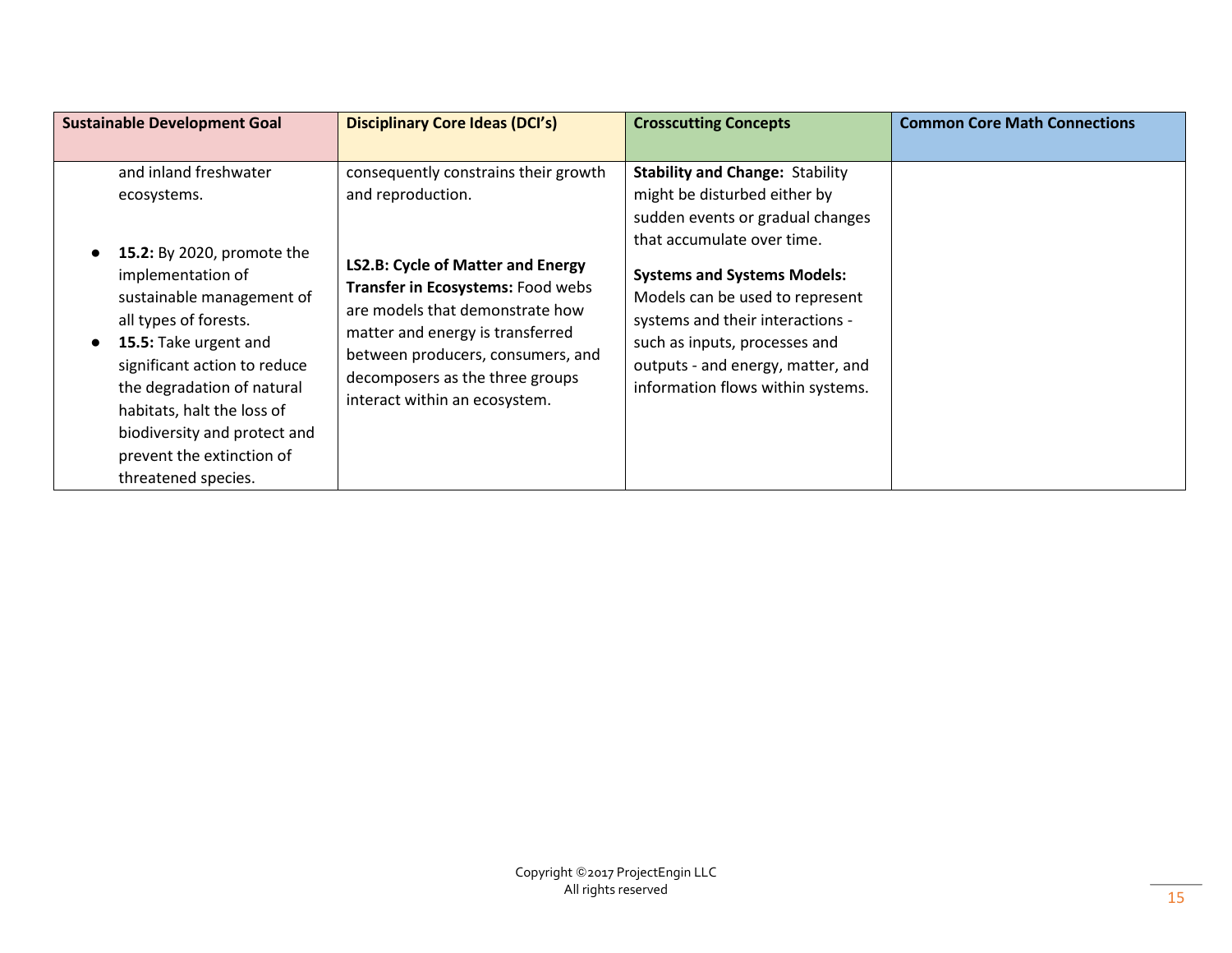| Sustainable Development Goal | Disciplinary Core Ideas (DCI's) | Crosscutting Concepts | Common Core Math Connections |
|---|---|---|---|
| and inland freshwater ecosystems.<br><br>• **15.2:** By 2020, promote the implementation of sustainable management of all types of forests.<br>• **15.5:** Take urgent and significant action to reduce the degradation of natural habitats, halt the loss of biodiversity and protect and prevent the extinction of threatened species. | consequently constrains their growth and reproduction.<br><br>**LS2.B: Cycle of Matter and Energy Transfer in Ecosystems:** Food webs are models that demonstrate how matter and energy is transferred between producers, consumers, and decomposers as the three groups interact within an ecosystem. | **Stability and Change:** Stability might be disturbed either by sudden events or gradual changes that accumulate over time.<br><br>**Systems and Systems Models:** Models can be used to represent systems and their interactions - such as inputs, processes and outputs - and energy, matter, and information flows within systems. | |

Copyright ©2017 ProjectEngin LLC
All rights reserved